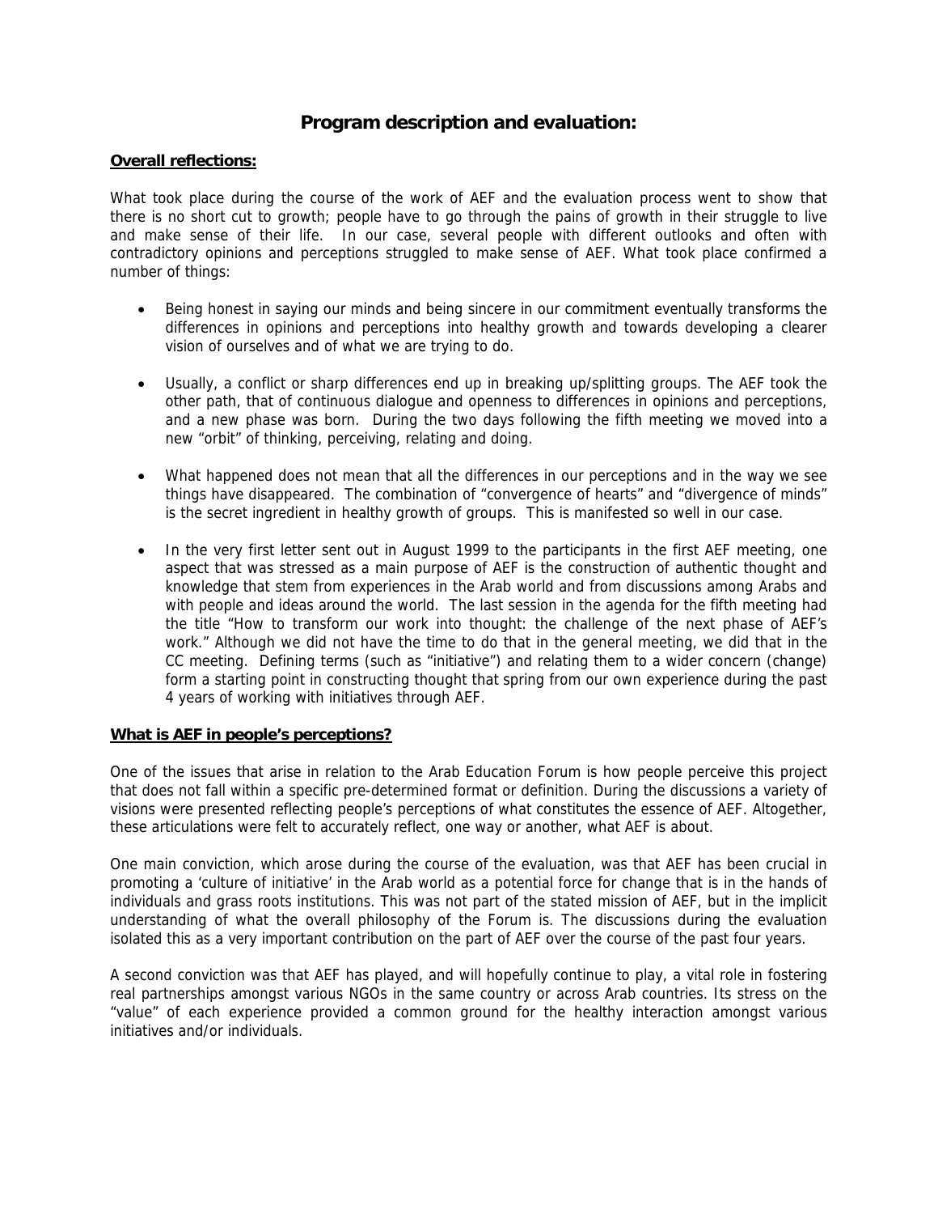# Program description and evaluation:

**Overall reflections:**

What took place during the course of the work of AEF and the evaluation process went to show that there is no short cut to growth; people have to go through the pains of growth in their struggle to live and make sense of their life. In our case, several people with different outlooks and often with contradictory opinions and perceptions struggled to make sense of AEF. What took place confirmed a number of things:

- Being honest in saying our minds and being sincere in our commitment eventually transforms the differences in opinions and perceptions into healthy growth and towards developing a clearer vision of ourselves and of what we are trying to do.

- Usually, a conflict or sharp differences end up in breaking up/splitting groups. The AEF took the other path, that of continuous dialogue and openness to differences in opinions and perceptions, and a new phase was born. During the two days following the fifth meeting we moved into a new "orbit" of thinking, perceiving, relating and doing.

- What happened does not mean that all the differences in our perceptions and in the way we see things have disappeared. The combination of "convergence of hearts" and "divergence of minds" is the secret ingredient in healthy growth of groups. This is manifested so well in our case.

- In the very first letter sent out in August 1999 to the participants in the first AEF meeting, one aspect that was stressed as a main purpose of AEF is the construction of authentic thought and knowledge that stem from experiences in the Arab world and from discussions among Arabs and with people and ideas around the world. The last session in the agenda for the fifth meeting had the title "How to transform our work into thought: the challenge of the next phase of AEF's work." Although we did not have the time to do that in the general meeting, we did that in the CC meeting. Defining terms (such as "initiative") and relating them to a wider concern (change) form a starting point in constructing thought that spring from our own experience during the past 4 years of working with initiatives through AEF.

**What is AEF in people's perceptions?**

One of the issues that arise in relation to the Arab Education Forum is how people perceive this project that does not fall within a specific pre-determined format or definition. During the discussions a variety of visions were presented reflecting people's perceptions of what constitutes the essence of AEF. Altogether, these articulations were felt to accurately reflect, one way or another, what AEF is about.

One main conviction, which arose during the course of the evaluation, was that AEF has been crucial in promoting a 'culture of initiative' in the Arab world as a potential force for change that is in the hands of individuals and grass roots institutions. This was not part of the stated mission of AEF, but in the implicit understanding of what the overall philosophy of the Forum is. The discussions during the evaluation isolated this as a very important contribution on the part of AEF over the course of the past four years.

A second conviction was that AEF has played, and will hopefully continue to play, a vital role in fostering real partnerships amongst various NGOs in the same country or across Arab countries. Its stress on the "value" of each experience provided a common ground for the healthy interaction amongst various initiatives and/or individuals.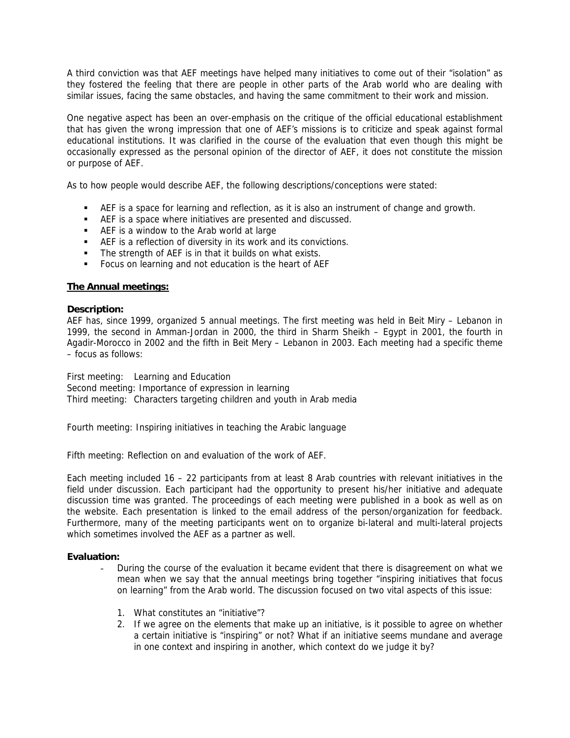A third conviction was that AEF meetings have helped many initiatives to come out of their "isolation" as they fostered the feeling that there are people in other parts of the Arab world who are dealing with similar issues, facing the same obstacles, and having the same commitment to their work and mission.

One negative aspect has been an over-emphasis on the critique of the official educational establishment that has given the wrong impression that one of AEF's missions is to criticize and speak against formal educational institutions. It was clarified in the course of the evaluation that even though this might be occasionally expressed as the personal opinion of the director of AEF, it does not constitute the mission or purpose of AEF.

As to how people would describe AEF, the following descriptions/conceptions were stated:

- AEF is a space for learning and reflection, as it is also an instrument of change and growth.
- AEF is a space where initiatives are presented and discussed.
- AEF is a window to the Arab world at large
- AEF is a reflection of diversity in its work and its convictions.
- The strength of AEF is in that it builds on what exists.
- Focus on learning and not education is the heart of AEF

## The Annual meetings:

**Description:**

AEF has, since 1999, organized 5 annual meetings. The first meeting was held in Beit Miry – Lebanon in 1999, the second in Amman-Jordan in 2000, the third in Sharm Sheikh – Egypt in 2001, the fourth in Agadir-Morocco in 2002 and the fifth in Beit Mery – Lebanon in 2003. Each meeting had a specific theme – focus as follows:

First meeting: Learning and Education
Second meeting: Importance of expression in learning
Third meeting: Characters targeting children and youth in Arab media

Fourth meeting: Inspiring initiatives in teaching the Arabic language

Fifth meeting: Reflection on and evaluation of the work of AEF.

Each meeting included 16 – 22 participants from at least 8 Arab countries with relevant initiatives in the field under discussion. Each participant had the opportunity to present his/her initiative and adequate discussion time was granted. The proceedings of each meeting were published in a book as well as on the website. Each presentation is linked to the email address of the person/organization for feedback. Furthermore, many of the meeting participants went on to organize bi-lateral and multi-lateral projects which sometimes involved the AEF as a partner as well.

**Evaluation:**

- During the course of the evaluation it became evident that there is disagreement on what we mean when we say that the annual meetings bring together "inspiring initiatives that focus on learning" from the Arab world. The discussion focused on two vital aspects of this issue:

  1. What constitutes an "initiative"?
  2. If we agree on the elements that make up an initiative, is it possible to agree on whether a certain initiative is "inspiring" or not? What if an initiative seems mundane and average in one context and inspiring in another, which context do we judge it by?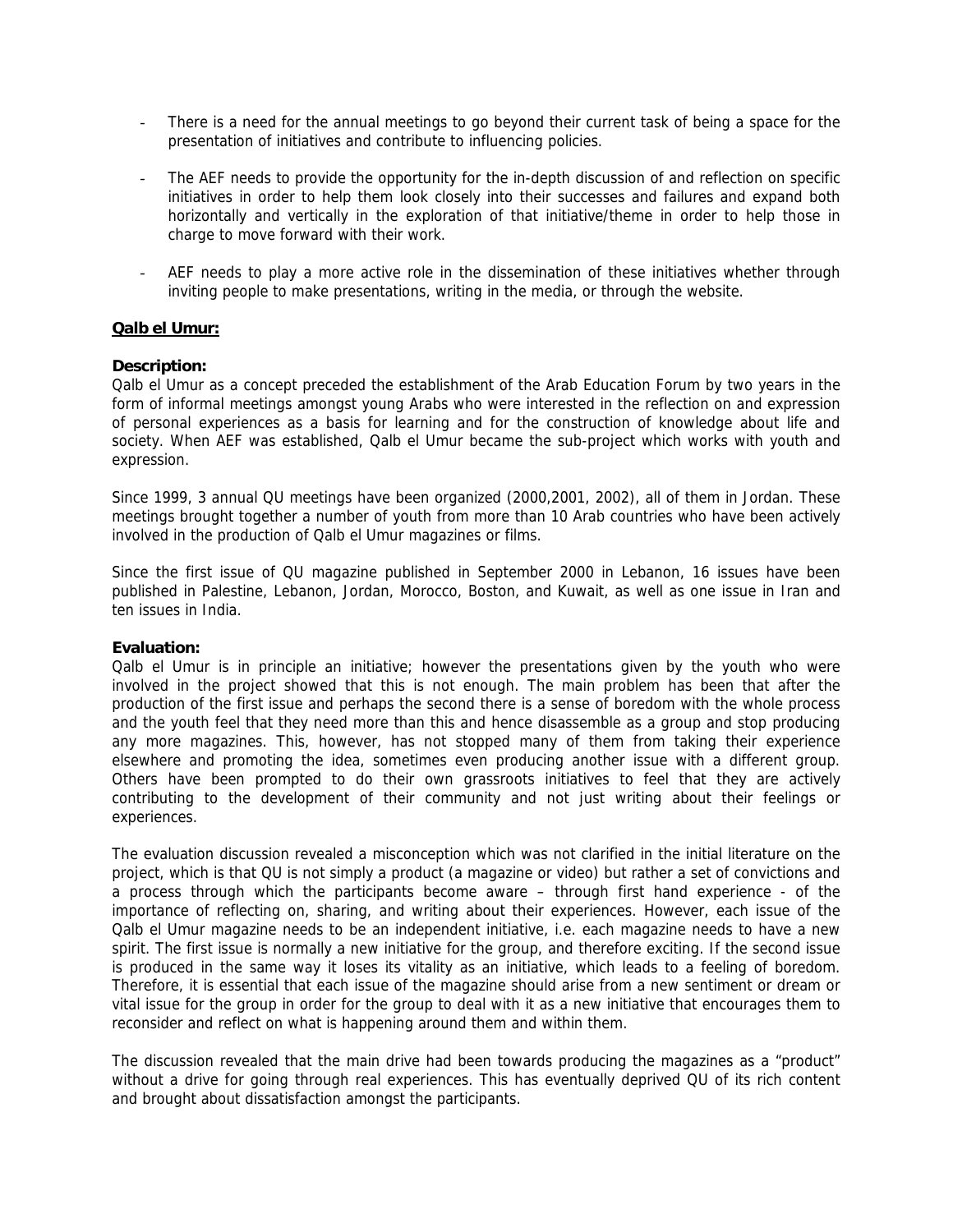- There is a need for the annual meetings to go beyond their current task of being a space for the presentation of initiatives and contribute to influencing policies.

- The AEF needs to provide the opportunity for the in-depth discussion of and reflection on specific initiatives in order to help them look closely into their successes and failures and expand both horizontally and vertically in the exploration of that initiative/theme in order to help those in charge to move forward with their work.

- AEF needs to play a more active role in the dissemination of these initiatives whether through inviting people to make presentations, writing in the media, or through the website.

**Qalb el Umur:**

**Description:**
Qalb el Umur as a concept preceded the establishment of the Arab Education Forum by two years in the form of informal meetings amongst young Arabs who were interested in the reflection on and expression of personal experiences as a basis for learning and for the construction of knowledge about life and society. When AEF was established, Qalb el Umur became the sub-project which works with youth and expression.

Since 1999, 3 annual QU meetings have been organized (2000,2001, 2002), all of them in Jordan. These meetings brought together a number of youth from more than 10 Arab countries who have been actively involved in the production of Qalb el Umur magazines or films.

Since the first issue of QU magazine published in September 2000 in Lebanon, 16 issues have been published in Palestine, Lebanon, Jordan, Morocco, Boston, and Kuwait, as well as one issue in Iran and ten issues in India.

**Evaluation:**
Qalb el Umur is in principle an initiative; however the presentations given by the youth who were involved in the project showed that this is not enough. The main problem has been that after the production of the first issue and perhaps the second there is a sense of boredom with the whole process and the youth feel that they need more than this and hence disassemble as a group and stop producing any more magazines. This, however, has not stopped many of them from taking their experience elsewhere and promoting the idea, sometimes even producing another issue with a different group. Others have been prompted to do their own grassroots initiatives to feel that they are actively contributing to the development of their community and not just writing about their feelings or experiences.

The evaluation discussion revealed a misconception which was not clarified in the initial literature on the project, which is that QU is not simply a product (a magazine or video) but rather a set of convictions and a process through which the participants become aware – through first hand experience - of the importance of reflecting on, sharing, and writing about their experiences. However, each issue of the Qalb el Umur magazine needs to be an independent initiative, i.e. each magazine needs to have a new spirit. The first issue is normally a new initiative for the group, and therefore exciting. If the second issue is produced in the same way it loses its vitality as an initiative, which leads to a feeling of boredom. Therefore, it is essential that each issue of the magazine should arise from a new sentiment or dream or vital issue for the group in order for the group to deal with it as a new initiative that encourages them to reconsider and reflect on what is happening around them and within them.

The discussion revealed that the main drive had been towards producing the magazines as a "product" without a drive for going through real experiences. This has eventually deprived QU of its rich content and brought about dissatisfaction amongst the participants.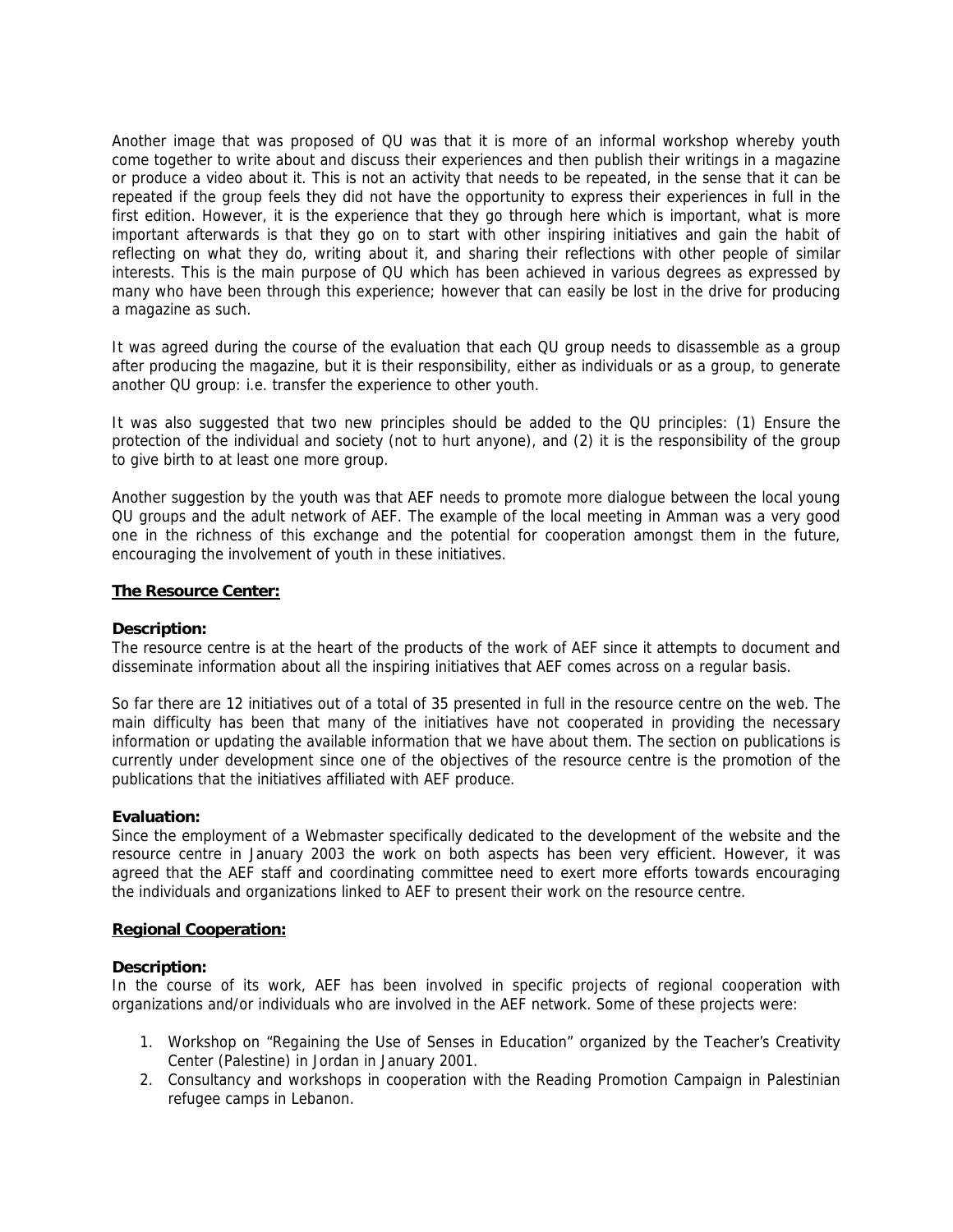Another image that was proposed of QU was that it is more of an informal workshop whereby youth come together to write about and discuss their experiences and then publish their writings in a magazine or produce a video about it. This is not an activity that needs to be repeated, in the sense that it can be repeated if the group feels they did not have the opportunity to express their experiences in full in the first edition. However, it is the experience that they go through here which is important, what is more important afterwards is that they go on to start with other inspiring initiatives and gain the habit of reflecting on what they do, writing about it, and sharing their reflections with other people of similar interests. This is the main purpose of QU which has been achieved in various degrees as expressed by many who have been through this experience; however that can easily be lost in the drive for producing a magazine as such.

It was agreed during the course of the evaluation that each QU group needs to disassemble as a group after producing the magazine, but it is their responsibility, either as individuals or as a group, to generate another QU group: i.e. transfer the experience to other youth.

It was also suggested that two new principles should be added to the QU principles: (1) Ensure the protection of the individual and society (not to hurt anyone), and (2) it is the responsibility of the group to give birth to at least one more group.

Another suggestion by the youth was that AEF needs to promote more dialogue between the local young QU groups and the adult network of AEF. The example of the local meeting in Amman was a very good one in the richness of this exchange and the potential for cooperation amongst them in the future, encouraging the involvement of youth in these initiatives.

**The Resource Center:**

**Description:**
The resource centre is at the heart of the products of the work of AEF since it attempts to document and disseminate information about all the inspiring initiatives that AEF comes across on a regular basis.

So far there are 12 initiatives out of a total of 35 presented in full in the resource centre on the web. The main difficulty has been that many of the initiatives have not cooperated in providing the necessary information or updating the available information that we have about them. The section on publications is currently under development since one of the objectives of the resource centre is the promotion of the publications that the initiatives affiliated with AEF produce.

**Evaluation:**
Since the employment of a Webmaster specifically dedicated to the development of the website and the resource centre in January 2003 the work on both aspects has been very efficient. However, it was agreed that the AEF staff and coordinating committee need to exert more efforts towards encouraging the individuals and organizations linked to AEF to present their work on the resource centre.

**Regional Cooperation:**

**Description:**
In the course of its work, AEF has been involved in specific projects of regional cooperation with organizations and/or individuals who are involved in the AEF network. Some of these projects were:

1. Workshop on "Regaining the Use of Senses in Education" organized by the Teacher's Creativity Center (Palestine) in Jordan in January 2001.
2. Consultancy and workshops in cooperation with the Reading Promotion Campaign in Palestinian refugee camps in Lebanon.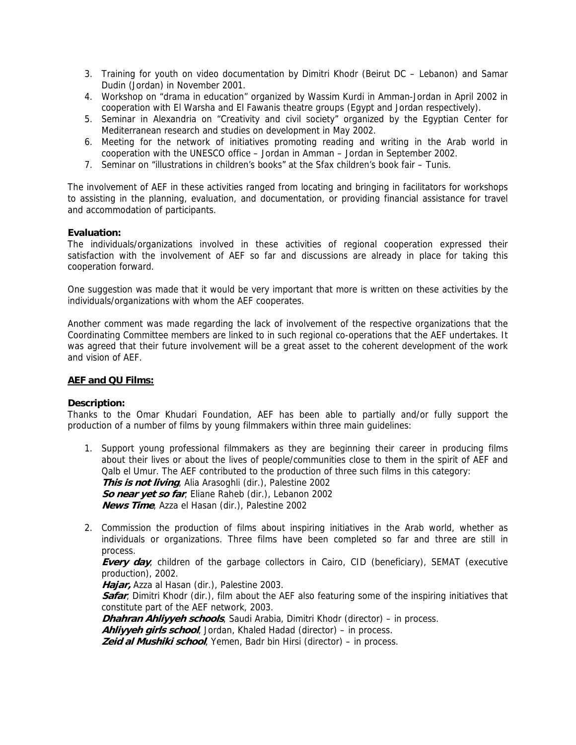3. Training for youth on video documentation by Dimitri Khodr (Beirut DC – Lebanon) and Samar Dudin (Jordan) in November 2001.
4. Workshop on "drama in education" organized by Wassim Kurdi in Amman-Jordan in April 2002 in cooperation with El Warsha and El Fawanis theatre groups (Egypt and Jordan respectively).
5. Seminar in Alexandria on "Creativity and civil society" organized by the Egyptian Center for Mediterranean research and studies on development in May 2002.
6. Meeting for the network of initiatives promoting reading and writing in the Arab world in cooperation with the UNESCO office – Jordan in Amman – Jordan in September 2002.
7. Seminar on "illustrations in children's books" at the Sfax children's book fair – Tunis.

The involvement of AEF in these activities ranged from locating and bringing in facilitators for workshops to assisting in the planning, evaluation, and documentation, or providing financial assistance for travel and accommodation of participants.

**Evaluation:**
The individuals/organizations involved in these activities of regional cooperation expressed their satisfaction with the involvement of AEF so far and discussions are already in place for taking this cooperation forward.

One suggestion was made that it would be very important that more is written on these activities by the individuals/organizations with whom the AEF cooperates.

Another comment was made regarding the lack of involvement of the respective organizations that the Coordinating Committee members are linked to in such regional co-operations that the AEF undertakes. It was agreed that their future involvement will be a great asset to the coherent development of the work and vision of AEF.

**AEF and QU Films:**

**Description:**
Thanks to the Omar Khudari Foundation, AEF has been able to partially and/or fully support the production of a number of films by young filmmakers within three main guidelines:

1. Support young professional filmmakers as they are beginning their career in producing films about their lives or about the lives of people/communities close to them in the spirit of AEF and Qalb el Umur. The AEF contributed to the production of three such films in this category:
   ***This is not living***, Alia Arasoghli (dir.), Palestine 2002
   ***So near yet so far***, Eliane Raheb (dir.), Lebanon 2002
   ***News Time***, Azza el Hasan (dir.), Palestine 2002

2. Commission the production of films about inspiring initiatives in the Arab world, whether as individuals or organizations. Three films have been completed so far and three are still in process.
   ***Every day***, children of the garbage collectors in Cairo, CID (beneficiary), SEMAT (executive production), 2002.
   ***Hajar,*** Azza al Hasan (dir.), Palestine 2003.
   ***Safar***, Dimitri Khodr (dir.), film about the AEF also featuring some of the inspiring initiatives that constitute part of the AEF network, 2003.
   ***Dhahran Ahliyyeh schools***, Saudi Arabia, Dimitri Khodr (director) – in process.
   ***Ahliyyeh girls school***, Jordan, Khaled Hadad (director) – in process.
   ***Zeid al Mushiki school***, Yemen, Badr bin Hirsi (director) – in process.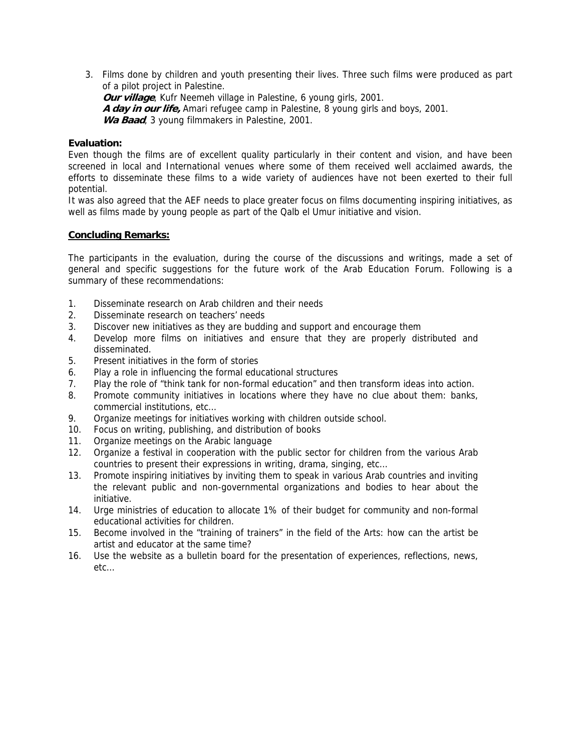3. Films done by children and youth presenting their lives. Three such films were produced as part of a pilot project in Palestine.
   ***Our village***, Kufr Neemeh village in Palestine, 6 young girls, 2001.
   ***A day in our life,*** Amari refugee camp in Palestine, 8 young girls and boys, 2001.
   ***Wa Baad***, 3 young filmmakers in Palestine, 2001.

**Evaluation:**
Even though the films are of excellent quality particularly in their content and vision, and have been screened in local and International venues where some of them received well acclaimed awards, the efforts to disseminate these films to a wide variety of audiences have not been exerted to their full potential.
It was also agreed that the AEF needs to place greater focus on films documenting inspiring initiatives, as well as films made by young people as part of the Qalb el Umur initiative and vision.

**<u>Concluding Remarks:</u>**

The participants in the evaluation, during the course of the discussions and writings, made a set of general and specific suggestions for the future work of the Arab Education Forum. Following is a summary of these recommendations:

1. Disseminate research on Arab children and their needs
2. Disseminate research on teachers' needs
3. Discover new initiatives as they are budding and support and encourage them
4. Develop more films on initiatives and ensure that they are properly distributed and disseminated.
5. Present initiatives in the form of stories
6. Play a role in influencing the formal educational structures
7. Play the role of "think tank for non-formal education" and then transform ideas into action.
8. Promote community initiatives in locations where they have no clue about them: banks, commercial institutions, etc…
9. Organize meetings for initiatives working with children outside school.
10. Focus on writing, publishing, and distribution of books
11. Organize meetings on the Arabic language
12. Organize a festival in cooperation with the public sector for children from the various Arab countries to present their expressions in writing, drama, singing, etc…
13. Promote inspiring initiatives by inviting them to speak in various Arab countries and inviting the relevant public and non-governmental organizations and bodies to hear about the initiative.
14. Urge ministries of education to allocate 1% of their budget for community and non-formal educational activities for children.
15. Become involved in the "training of trainers" in the field of the Arts: how can the artist be artist and educator at the same time?
16. Use the website as a bulletin board for the presentation of experiences, reflections, news, etc…